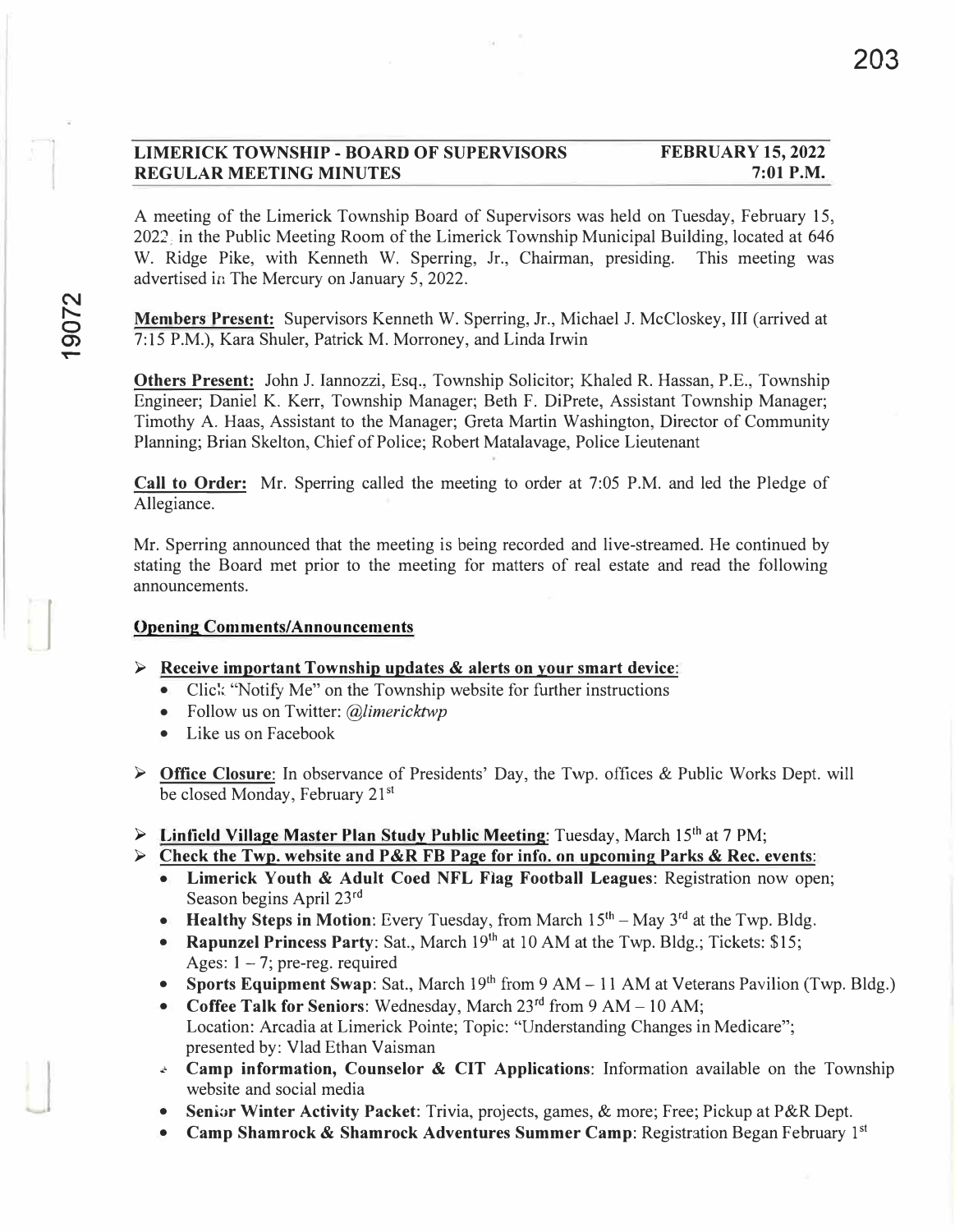**LIMERICK TOWNSHIP - BOARD OF SUPERVISORS REGULAR MEETING MINUTES** — **FEBRUARY 15, 2022 7:01 P.M.**

A meeting of the Limerick Township Board of Supervisors was held on Tuesday, February 15, 2022 in the Public Meeting Room of the Limerick Township Municipal Building, located at 646 W. Ridge Pike, with Kenneth W. Sperring, Jr., Chairman, presiding. This meeting was advertised in The Mercury on January 5, 2022.

**Members Present:** Supervisors Kenneth W. Sperring, Jr., Michael J. McCloskey, III (arrived at 7:15 P.M.), Kara Shuler, Patrick M. Morroney, and Linda Irwin

**Others Present:** John J. Iannozzi, Esq., Township Solicitor; Khaled R. Hassan, P.E., Township Engineer; Daniel K. Kerr, Township Manager; Beth F. DiPrete, Assistant Township Manager; Timothy A. Haas, Assistant to the Manager; Greta Martin Washington, Director of Community Planning; Brian Skelton, Chief of Police; Robert Matalavage, Police Lieutenant

**Call to Order:** Mr. Sperring called the meeting to order at 7:05 P.M. and led the Pledge of Allegiance.

Mr. Sperring announced that the meeting is being recorded and live-streamed. He continued by stating the Board met prior to the meeting for matters of real estate and read the following announcements.

**Opening Comments/Announcements**

- **Receive important Township updates & alerts on your smart device**:
  - Click "Notify Me" on the Township website for further instructions
  - Follow us on Twitter: *@limericktwp*
  - Like us on Facebook
- **Office Closure**: In observance of Presidents' Day, the Twp. offices & Public Works Dept. will be closed Monday, February 21st
- **Linfield Village Master Plan Study Public Meeting**: Tuesday, March 15th at 7 PM;
- **Check the Twp. website and P&R FB Page for info. on upcoming Parks & Rec. events**:
  - **Limerick Youth & Adult Coed NFL Flag Football Leagues**: Registration now open; Season begins April 23rd
  - **Healthy Steps in Motion**: Every Tuesday, from March 15th – May 3rd at the Twp. Bldg.
  - **Rapunzel Princess Party**: Sat., March 19th at 10 AM at the Twp. Bldg.; Tickets: $15; Ages: 1 – 7; pre-reg. required
  - **Sports Equipment Swap**: Sat., March 19th from 9 AM – 11 AM at Veterans Pavilion (Twp. Bldg.)
  - **Coffee Talk for Seniors**: Wednesday, March 23rd from 9 AM – 10 AM; Location: Arcadia at Limerick Pointe; Topic: "Understanding Changes in Medicare"; presented by: Vlad Ethan Vaisman
  - **Camp information, Counselor & CIT Applications**: Information available on the Township website and social media
  - **Senior Winter Activity Packet**: Trivia, projects, games, & more; Free; Pickup at P&R Dept.
  - **Camp Shamrock & Shamrock Adventures Summer Camp**: Registration Began February 1st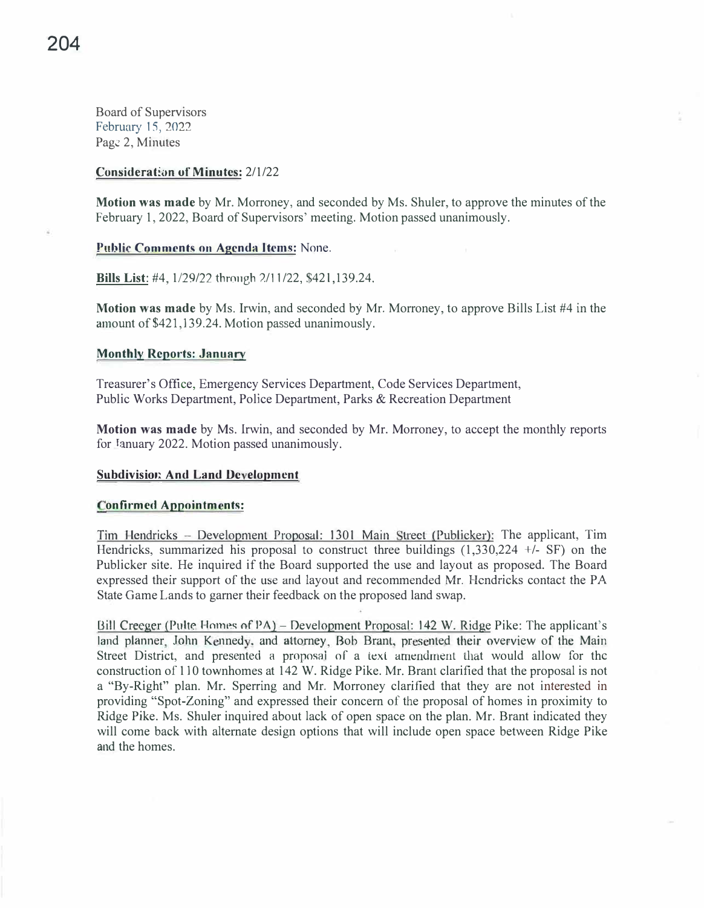Board of Supervisors
February 15, 2022
Page 2, Minutes

**Consideration of Minutes:** 2/1/22

**Motion was made** by Mr. Morroney, and seconded by Ms. Shuler, to approve the minutes of the February 1, 2022, Board of Supervisors' meeting. Motion passed unanimously.

**Public Comments on Agenda Items:** None.

**Bills List:** #4, 1/29/22 through 2/11/22, $421,139.24.

**Motion was made** by Ms. Irwin, and seconded by Mr. Morroney, to approve Bills List #4 in the amount of $421,139.24. Motion passed unanimously.

**Monthly Reports: January**

Treasurer's Office, Emergency Services Department, Code Services Department, Public Works Department, Police Department, Parks & Recreation Department

**Motion was made** by Ms. Irwin, and seconded by Mr. Morroney, to accept the monthly reports for January 2022. Motion passed unanimously.

**Subdivision And Land Development**

**Confirmed Appointments:**

Tim Hendricks – Development Proposal: 1301 Main Street (Publicker): The applicant, Tim Hendricks, summarized his proposal to construct three buildings (1,330,224 +/- SF) on the Publicker site. He inquired if the Board supported the use and layout as proposed. The Board expressed their support of the use and layout and recommended Mr. Hendricks contact the PA State Game Lands to garner their feedback on the proposed land swap.

Bill Creeger (Pulte Homes of PA) – Development Proposal: 142 W. Ridge Pike: The applicant's land planner, John Kennedy, and attorney, Bob Brant, presented their overview of the Main Street District, and presented a proposal of a text amendment that would allow for the construction of 110 townhomes at 142 W. Ridge Pike. Mr. Brant clarified that the proposal is not a "By-Right" plan. Mr. Sperring and Mr. Morroney clarified that they are not interested in providing "Spot-Zoning" and expressed their concern of the proposal of homes in proximity to Ridge Pike. Ms. Shuler inquired about lack of open space on the plan. Mr. Brant indicated they will come back with alternate design options that will include open space between Ridge Pike and the homes.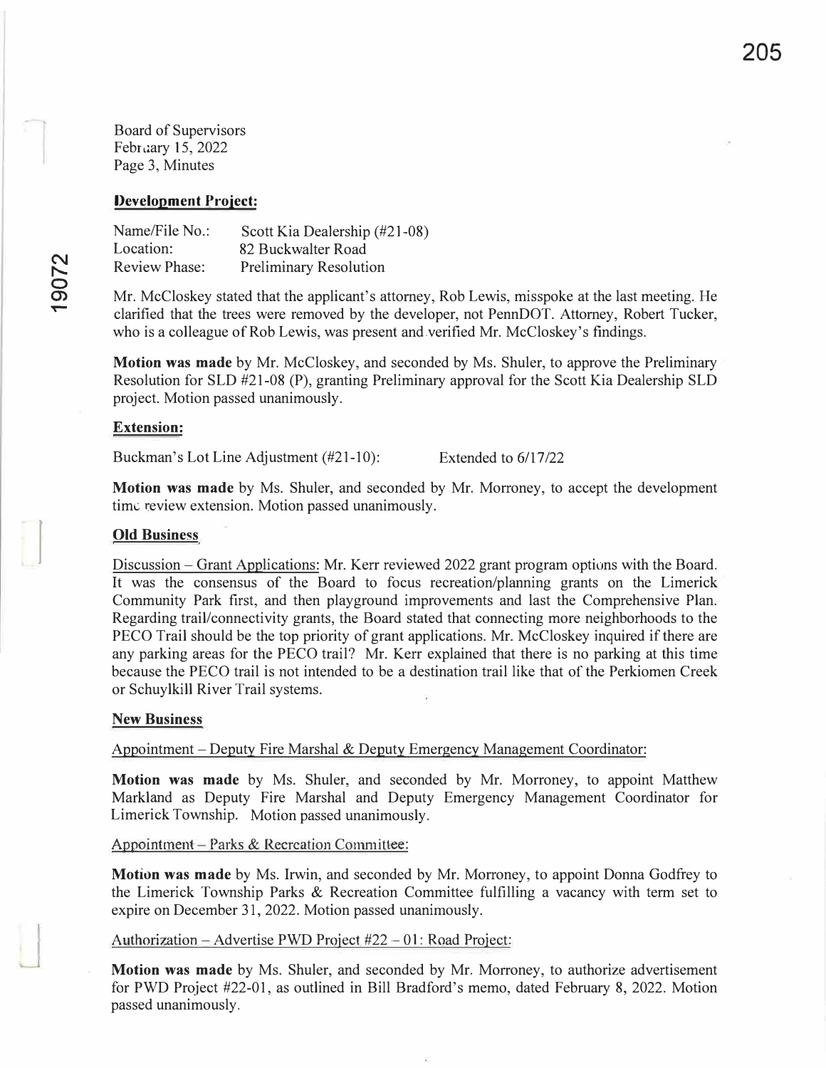Board of Supervisors
February 15, 2022
Page 3, Minutes

**Development Project:**

Name/File No.: Scott Kia Dealership (#21-08)
Location: 82 Buckwalter Road
Review Phase: Preliminary Resolution

Mr. McCloskey stated that the applicant's attorney, Rob Lewis, misspoke at the last meeting. He clarified that the trees were removed by the developer, not PennDOT. Attorney, Robert Tucker, who is a colleague of Rob Lewis, was present and verified Mr. McCloskey's findings.

**Motion was made** by Mr. McCloskey, and seconded by Ms. Shuler, to approve the Preliminary Resolution for SLD #21-08 (P), granting Preliminary approval for the Scott Kia Dealership SLD project. Motion passed unanimously.

**Extension:**

Buckman's Lot Line Adjustment (#21-10): Extended to 6/17/22

**Motion was made** by Ms. Shuler, and seconded by Mr. Morroney, to accept the development time review extension. Motion passed unanimously.

**Old Business**

Discussion – Grant Applications: Mr. Kerr reviewed 2022 grant program options with the Board. It was the consensus of the Board to focus recreation/planning grants on the Limerick Community Park first, and then playground improvements and last the Comprehensive Plan. Regarding trail/connectivity grants, the Board stated that connecting more neighborhoods to the PECO Trail should be the top priority of grant applications. Mr. McCloskey inquired if there are any parking areas for the PECO trail? Mr. Kerr explained that there is no parking at this time because the PECO trail is not intended to be a destination trail like that of the Perkiomen Creek or Schuylkill River Trail systems.

**New Business**

Appointment – Deputy Fire Marshal & Deputy Emergency Management Coordinator:

**Motion was made** by Ms. Shuler, and seconded by Mr. Morroney, to appoint Matthew Markland as Deputy Fire Marshal and Deputy Emergency Management Coordinator for Limerick Township. Motion passed unanimously.

Appointment – Parks & Recreation Committee:

**Motion was made** by Ms. Irwin, and seconded by Mr. Morroney, to appoint Donna Godfrey to the Limerick Township Parks & Recreation Committee fulfilling a vacancy with term set to expire on December 31, 2022. Motion passed unanimously.

Authorization – Advertise PWD Project #22 – 01: Road Project:

**Motion was made** by Ms. Shuler, and seconded by Mr. Morroney, to authorize advertisement for PWD Project #22-01, as outlined in Bill Bradford's memo, dated February 8, 2022. Motion passed unanimously.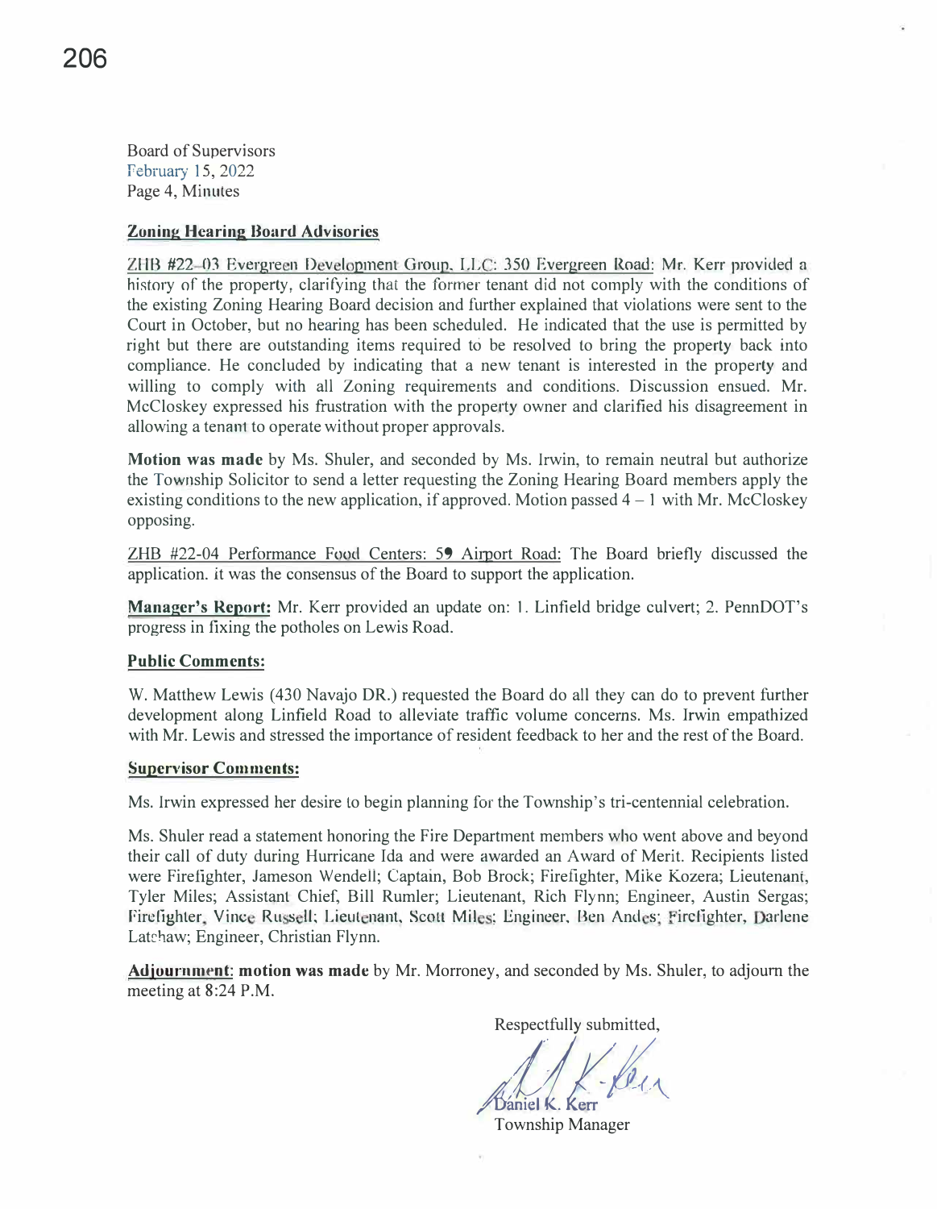Board of Supervisors
February 15, 2022
Page 4, Minutes

**Zoning Hearing Board Advisories**

ZHB #22–03 Evergreen Development Group, LLC: 350 Evergreen Road: Mr. Kerr provided a history of the property, clarifying that the former tenant did not comply with the conditions of the existing Zoning Hearing Board decision and further explained that violations were sent to the Court in October, but no hearing has been scheduled. He indicated that the use is permitted by right but there are outstanding items required to be resolved to bring the property back into compliance. He concluded by indicating that a new tenant is interested in the property and willing to comply with all Zoning requirements and conditions. Discussion ensued. Mr. McCloskey expressed his frustration with the property owner and clarified his disagreement in allowing a tenant to operate without proper approvals.

**Motion was made** by Ms. Shuler, and seconded by Ms. Irwin, to remain neutral but authorize the Township Solicitor to send a letter requesting the Zoning Hearing Board members apply the existing conditions to the new application, if approved. Motion passed 4 – 1 with Mr. McCloskey opposing.

ZHB #22-04 Performance Food Centers: 59 Airport Road: The Board briefly discussed the application. it was the consensus of the Board to support the application.

**Manager's Report:** Mr. Kerr provided an update on: 1. Linfield bridge culvert; 2. PennDOT's progress in fixing the potholes on Lewis Road.

**Public Comments:**

W. Matthew Lewis (430 Navajo DR.) requested the Board do all they can do to prevent further development along Linfield Road to alleviate traffic volume concerns. Ms. Irwin empathized with Mr. Lewis and stressed the importance of resident feedback to her and the rest of the Board.

**Supervisor Comments:**

Ms. Irwin expressed her desire to begin planning for the Township's tri-centennial celebration.

Ms. Shuler read a statement honoring the Fire Department members who went above and beyond their call of duty during Hurricane Ida and were awarded an Award of Merit. Recipients listed were Firefighter, Jameson Wendell; Captain, Bob Brock; Firefighter, Mike Kozera; Lieutenant, Tyler Miles; Assistant Chief, Bill Rumler; Lieutenant, Rich Flynn; Engineer, Austin Sergas; Firefighter, Vince Russell; Lieutenant, Scott Miles; Engineer, Ben Andes; Firefighter, Darlene Latchaw; Engineer, Christian Flynn.

**Adjournment**: **motion was made** by Mr. Morroney, and seconded by Ms. Shuler, to adjourn the meeting at 8:24 P.M.

Respectfully submitted,

Daniel K. Kerr
Township Manager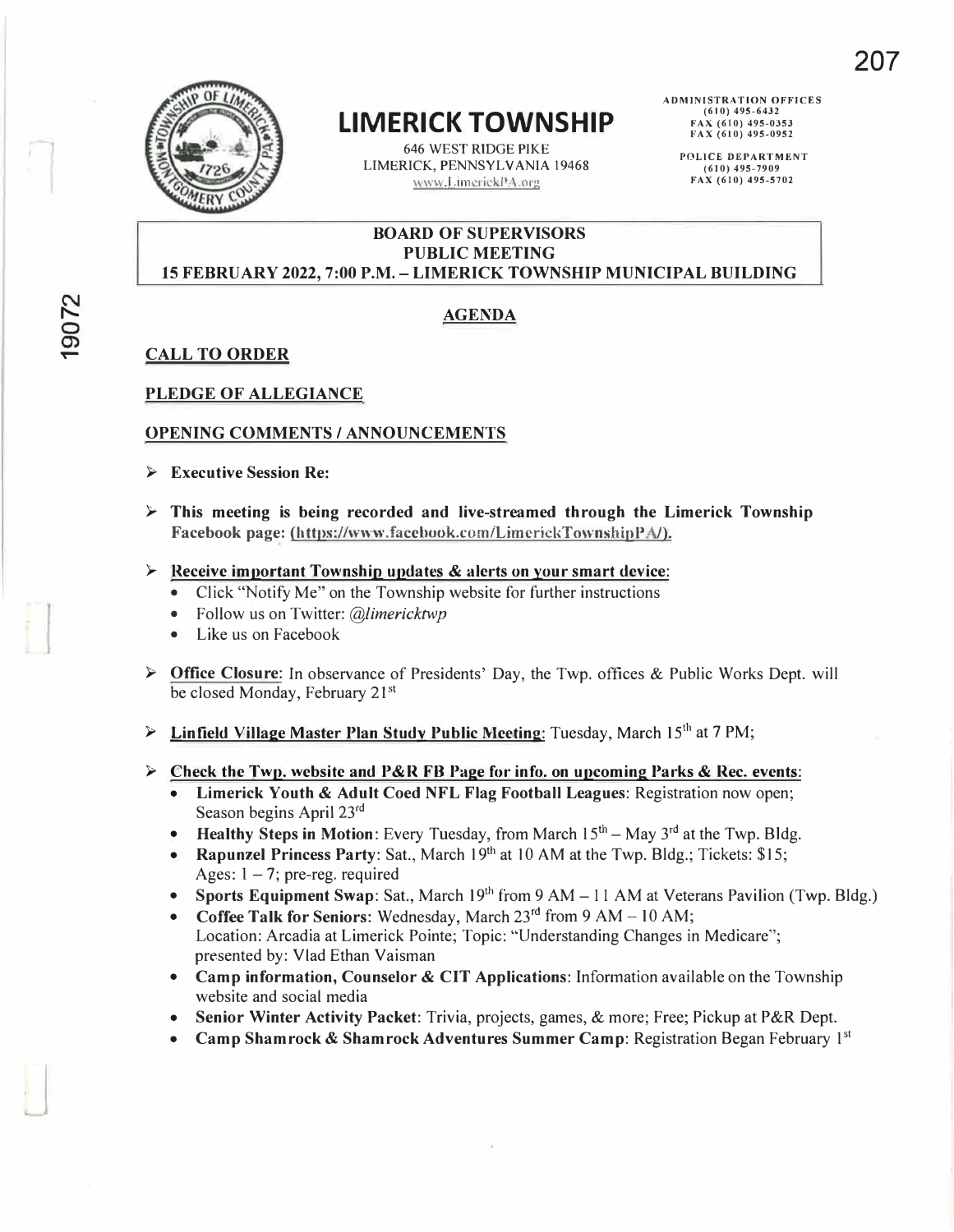# LIMERICK TOWNSHIP

646 WEST RIDGE PIKE
LIMERICK, PENNSYLVANIA 19468
www.LimerickPA.org

ADMINISTRATION OFFICES
(610) 495-6432
FAX (610) 495-0353
FAX (610) 495-0952

POLICE DEPARTMENT
(610) 495-7909
FAX (610) 495-5702

**BOARD OF SUPERVISORS**
**PUBLIC MEETING**
**15 FEBRUARY 2022, 7:00 P.M. – LIMERICK TOWNSHIP MUNICIPAL BUILDING**

## AGENDA

### CALL TO ORDER

### PLEDGE OF ALLEGIANCE

### OPENING COMMENTS / ANNOUNCEMENTS

- **Executive Session Re:**
- **This meeting is being recorded and live-streamed through the Limerick Township Facebook page: (https://www.facebook.com/LimerickTownshipPA/).**
- **Receive important Township updates & alerts on your smart device**:
  - Click "Notify Me" on the Township website for further instructions
  - Follow us on Twitter: *@limericktwp*
  - Like us on Facebook
- **Office Closure**: In observance of Presidents' Day, the Twp. offices & Public Works Dept. will be closed Monday, February 21st
- **Linfield Village Master Plan Study Public Meeting**: Tuesday, March 15th at 7 PM;
- **Check the Twp. website and P&R FB Page for info. on upcoming Parks & Rec. events**:
  - **Limerick Youth & Adult Coed NFL Flag Football Leagues**: Registration now open; Season begins April 23rd
  - **Healthy Steps in Motion**: Every Tuesday, from March 15th – May 3rd at the Twp. Bldg.
  - **Rapunzel Princess Party**: Sat., March 19th at 10 AM at the Twp. Bldg.; Tickets: $15; Ages: 1 – 7; pre-reg. required
  - **Sports Equipment Swap**: Sat., March 19th from 9 AM – 11 AM at Veterans Pavilion (Twp. Bldg.)
  - **Coffee Talk for Seniors**: Wednesday, March 23rd from 9 AM – 10 AM; Location: Arcadia at Limerick Pointe; Topic: "Understanding Changes in Medicare"; presented by: Vlad Ethan Vaisman
  - **Camp information, Counselor & CIT Applications**: Information available on the Township website and social media
  - **Senior Winter Activity Packet**: Trivia, projects, games, & more; Free; Pickup at P&R Dept.
  - **Camp Shamrock & Shamrock Adventures Summer Camp**: Registration Began February 1st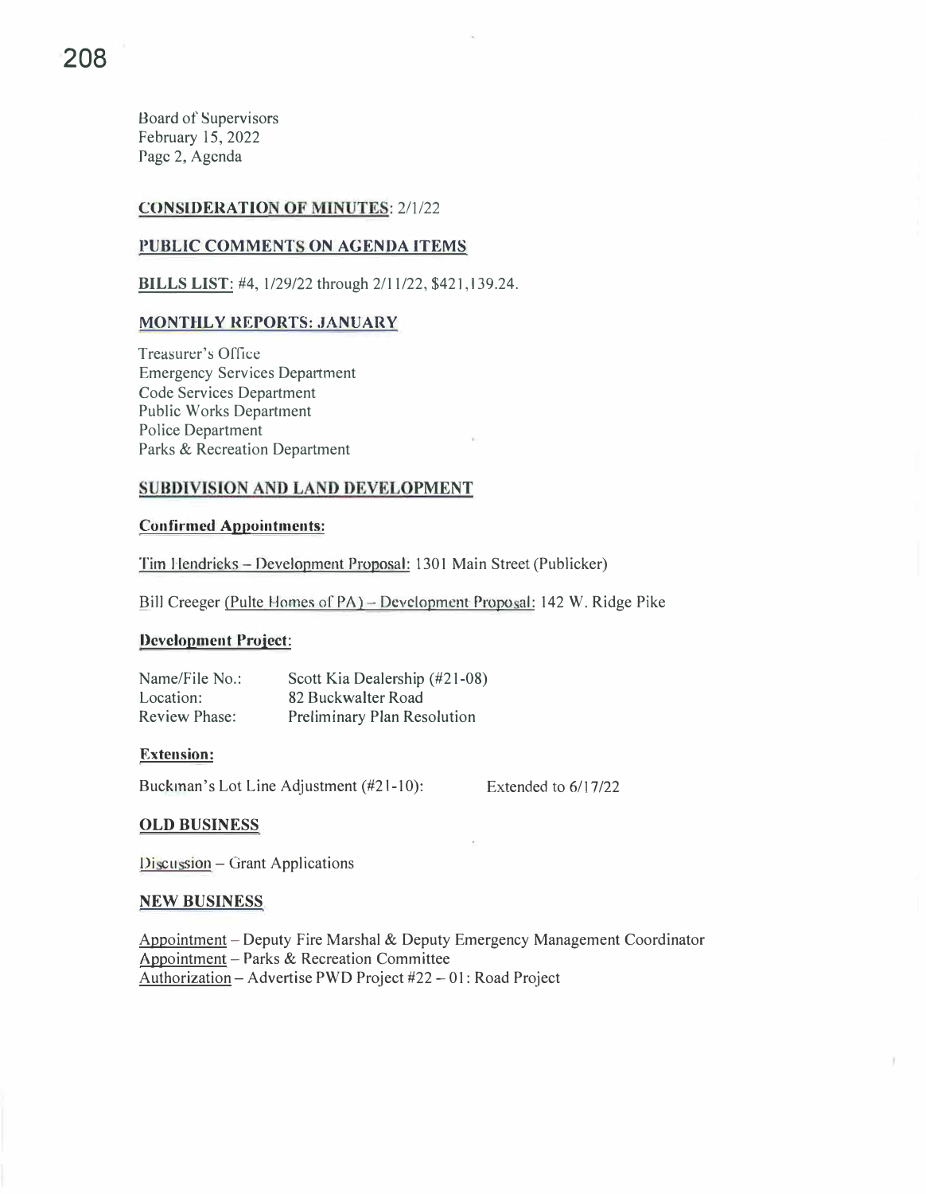Board of Supervisors
February 15, 2022
Page 2, Agenda

## CONSIDERATION OF MINUTES: 2/1/22

## PUBLIC COMMENTS ON AGENDA ITEMS

**BILLS LIST**: #4, 1/29/22 through 2/11/22, $421,139.24.

## MONTHLY REPORTS: JANUARY

Treasurer's Office
Emergency Services Department
Code Services Department
Public Works Department
Police Department
Parks & Recreation Department

## SUBDIVISION AND LAND DEVELOPMENT

### Confirmed Appointments:

Tim Hendricks – Development Proposal: 1301 Main Street (Publicker)

Bill Creeger (Pulte Homes of PA) – Development Proposal: 142 W. Ridge Pike

### Development Project:

| | |
|---|---|
| Name/File No.: | Scott Kia Dealership (#21-08) |
| Location: | 82 Buckwalter Road |
| Review Phase: | Preliminary Plan Resolution |

### Extension:

Buckman's Lot Line Adjustment (#21-10): Extended to 6/17/22

## OLD BUSINESS

Discussion – Grant Applications

## NEW BUSINESS

Appointment – Deputy Fire Marshal & Deputy Emergency Management Coordinator
Appointment – Parks & Recreation Committee
Authorization – Advertise PWD Project #22 – 01: Road Project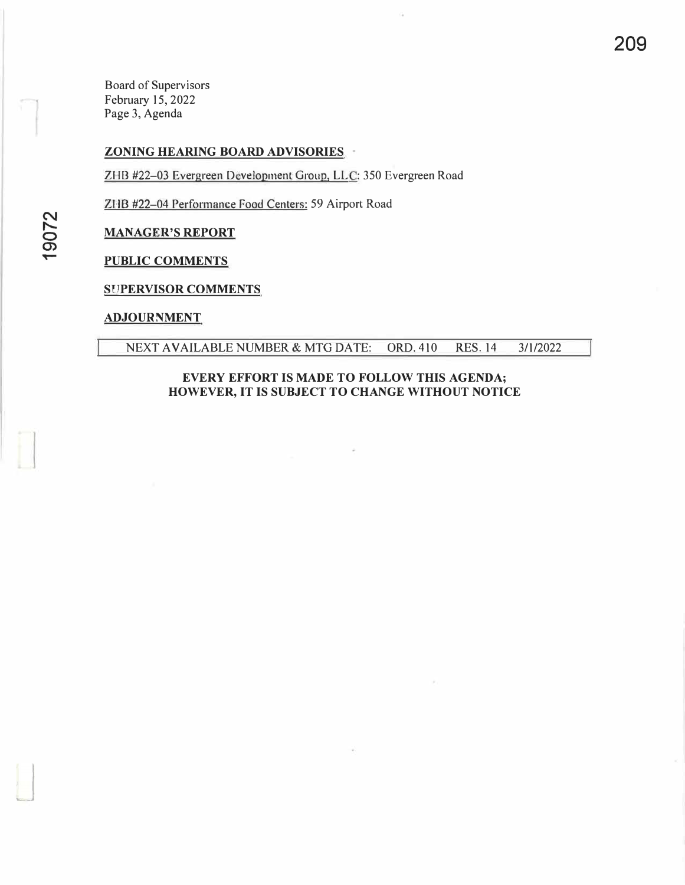Board of Supervisors
February 15, 2022
Page 3, Agenda

## ZONING HEARING BOARD ADVISORIES

ZHB #22–03 Evergreen Development Group, LLC: 350 Evergreen Road

ZHB #22–04 Performance Food Centers: 59 Airport Road

## MANAGER'S REPORT

## PUBLIC COMMENTS

## SUPERVISOR COMMENTS

## ADJOURNMENT

| | | | |
|---|---|---|---|
| NEXT AVAILABLE NUMBER & MTG DATE: | ORD. 410 | RES. 14 | 3/1/2022 |

**EVERY EFFORT IS MADE TO FOLLOW THIS AGENDA; HOWEVER, IT IS SUBJECT TO CHANGE WITHOUT NOTICE**